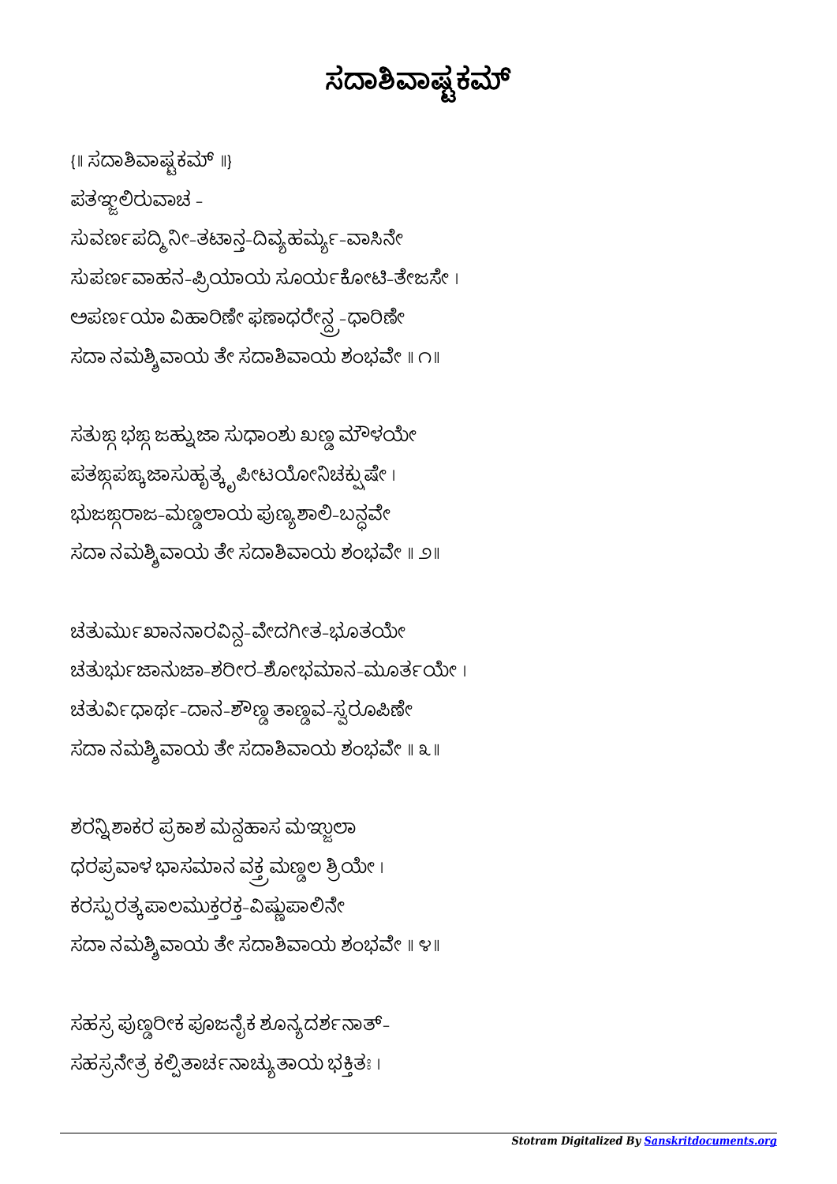# ಸದಾಶಿವಾಷ್ಟಕಮ್

{॥ ಸದಾಶಿವಾಷ್ಟಕಮ್ ॥}

ಪತಞ್ಜಲಿರುವಾಚ -

ಸುವರ್ಣಪದ್ಮಿನೀ-ತಟಾನ್ತ-ದಿವ್ಯಹರ್ಮ್ಯ-ವಾಸಿನೇ
ಸುಪರ್ಣವಾಹನ-ಪ್ರಿಯಾಯ ಸೂರ್ಯಕೋಟಿ-ತೇಜಸೇ ।
ಅಪರ್ಣಯಾ ವಿಹಾರಿಣೇ ಫಣಾಧರೇನ್ದ್ರ-ಧಾರಿಣೇ
ಸದಾ ನಮಶ್ಶಿವಾಯ ತೇ ಸದಾಶಿವಾಯ ಶಂಭವೇ ॥ ೧॥

ಸತುಙ್ಗ ಭಙ್ಗ ಜಹ್ನುಜಾ ಸುಧಾಂಶು ಖಣ್ಡ ಮೌಳಯೇ
ಪತಙ್ಗಪಙ್ಕಜಾಸುಹೃತ್ಕೃಪೀಟಯೋನಿಚಕ್ಷುಷೇ ।
ಭುಜಙ್ಗರಾಜ-ಮಣ್ಡಲಾಯ ಪುಣ್ಯಶಾಲಿ-ಬನ್ಧವೇ
ಸದಾ ನಮಶ್ಶಿವಾಯ ತೇ ಸದಾಶಿವಾಯ ಶಂಭವೇ ॥ ೨॥

ಚತುರ್ಮುಖಾನನಾರವಿನ್ದ-ವೇದಗೀತ-ಭೂತಯೇ
ಚತುರ್ಭುಜಾನುಜಾ-ಶರೀರ-ಶೋಭಮಾನ-ಮೂರ್ತಯೇ ।
ಚತುರ್ವಿಧಾರ್ಥ-ದಾನ-ಶೌಣ್ಡ ತಾಣ್ಡವ-ಸ್ವರೂಪಿಣೇ
ಸದಾ ನಮಶ್ಶಿವಾಯ ತೇ ಸದಾಶಿವಾಯ ಶಂಭವೇ ॥ ೩॥

ಶರನ್ನಿಶಾಕರ ಪ್ರಕಾಶ ಮನ್ದಹಾಸ ಮಞ್ಜುಲಾ
ಧರಪ್ರವಾಳ ಭಾಸಮಾನ ವಕ್ತ್ರ ಮಣ್ಡಲ ಶ್ರಿಯೇ ।
ಕರಸ್ಪುರತ್ಕಪಾಲಮುಕ್ತರಕ್ತ-ವಿಷ್ಣುಪಾಲಿನೇ
ಸದಾ ನಮಶ್ಶಿವಾಯ ತೇ ಸದಾಶಿವಾಯ ಶಂಭವೇ ॥ ೪॥

ಸಹಸ್ರ ಪುಣ್ಡರೀಕ ಪೂಜನೈಕ ಶೂನ್ಯದರ್ಶನಾತ್-
ಸಹಸ್ರನೇತ್ರ ಕಲ್ಪಿತಾರ್ಚನಾಚ್ಯುತಾಯ ಭಕ್ತಿತಃ ।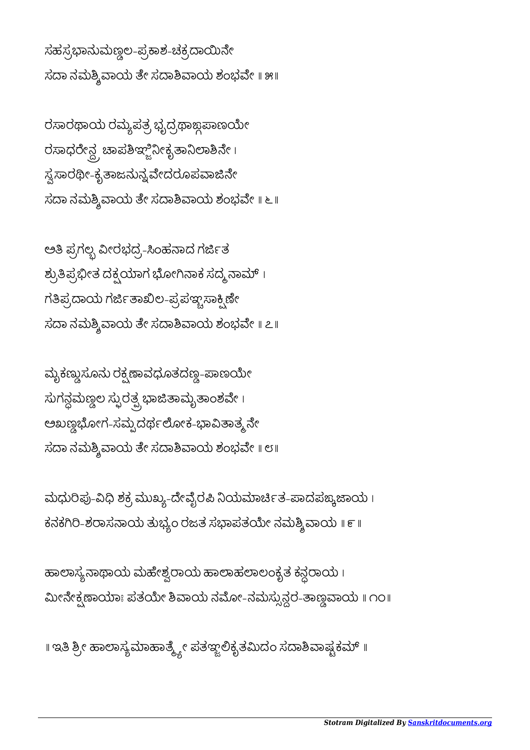ಸಹಸ್ರಭಾನುಮಣ್ಡಲ-ಪ್ರಕಾಶ-ಚಕ್ರದಾಯಿನೇ
ಸದಾ ನಮಶ್ಶಿವಾಯ ತೇ ಸದಾಶಿವಾಯ ಶಂಭವೇ ॥ ೫॥

ರಸಾರಥಾಯ ರಮ್ಯಪತ್ರ ಭೃದ್ರಥಾಙ್ಗಪಾಣಯೇ
ರಸಾಧರೇನ್ದ್ರ ಚಾಪಶಿಞ್ಜಿನೀಕೃತಾನಿಲಾಶಿನೇ ।
ಸ್ವಸಾರಥೀ-ಕೃತಾಜನುನ್ನವೇದರೂಪವಾಜಿನೇ
ಸದಾ ನಮಶ್ಶಿವಾಯ ತೇ ಸದಾಶಿವಾಯ ಶಂಭವೇ ॥ ೬॥

ಅತಿ ಪ್ರಗಲ್ಭ ವೀರಭದ್ರ-ಸಿಂಹನಾದ ಗರ್ಜಿತ
ಶ್ರುತಿಪ್ರಭೀತ ದಕ್ಷಯಾಗ ಭೋಗಿನಾಕ ಸದ್ಮನಾಮ್ ।
ಗತಿಪ್ರದಾಯ ಗರ್ಜಿತಾಖಿಲ-ಪ್ರಪಞ್ಚಸಾಕ್ಷಿಣೇ
ಸದಾ ನಮಶ್ಶಿವಾಯ ತೇ ಸದಾಶಿವಾಯ ಶಂಭವೇ ॥ ೭॥

ಮೃಕಣ್ಡುಸೂನು ರಕ್ಷಣಾವಧೂತದಣ್ಡ-ಪಾಣಯೇ
ಸುಗನ್ಧಮಣ್ಡಲ ಸ್ಫುರತ್ಪ್ರ ಭಾಜಿತಾಮೃತಾಂಶವೇ ।
ಅಖಣ್ಡಭೋಗ-ಸಮ್ಪದರ್ಥಲೋಕ-ಭಾವಿತಾತ್ಮನೇ
ಸದಾ ನಮಶ್ಶಿವಾಯ ತೇ ಸದಾಶಿವಾಯ ಶಂಭವೇ ॥ ೮॥

ಮಧುರಿಪು-ವಿಧಿ ಶಕ್ರ ಮುಖ್ಯ-ದೇವೈರಪಿ ನಿಯಮಾರ್ಚಿತ-ಪಾದಪಙ್ಕಜಾಯ ।
ಕನಕಗಿರಿ-ಶರಾಸನಾಯ ತುಭ್ಯಂ ರಜತ ಸಭಾಪತಯೇ ನಮಶ್ಶಿವಾಯ ॥ ೯॥

ಹಾಲಾಸ್ಯನಾಥಾಯ ಮಹೇಶ್ವರಾಯ ಹಾಲಾಹಲಾಲಂಕೃತ ಕನ್ಧರಾಯ ।
ಮೀನೇಕ್ಷಣಾಯಾಃ ಪತಯೇ ಶಿವಾಯ ನಮೋ-ನಮಸ್ಸುನ್ದರ-ತಾಣ್ಡವಾಯ ॥ ೧೦॥

॥ ಇತಿ ಶ್ರೀ ಹಾಲಾಸ್ಯಮಾಹಾತ್ಮ್ಯೇ ಪತಞ್ಜಲಿಕೃತಮಿದಂ ಸದಾಶಿವಾಷ್ಟಕಮ್ ॥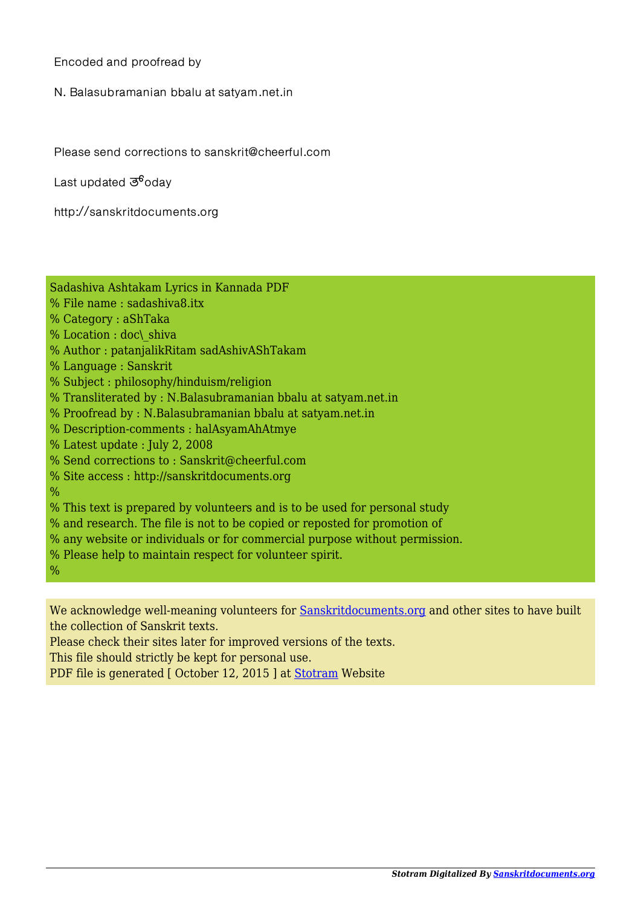Encoded and proofread by

N. Balasubramanian bbalu at satyam.net.in

Please send corrections to sanskrit@cheerful.com

Last updated ತ್oday

http://sanskritdocuments.org

Sadashiva Ashtakam Lyrics in Kannada PDF
% File name : sadashiva8.itx
% Category : aShTaka
% Location : doc\_shiva
% Author : patanjalikRitam sadAshivAShTakam
% Language : Sanskrit
% Subject : philosophy/hinduism/religion
% Transliterated by : N.Balasubramanian bbalu at satyam.net.in
% Proofread by : N.Balasubramanian bbalu at satyam.net.in
% Description-comments : halAsyamAhAtmye
% Latest update : July 2, 2008
% Send corrections to : Sanskrit@cheerful.com
% Site access : http://sanskritdocuments.org
%
% This text is prepared by volunteers and is to be used for personal study
% and research. The file is not to be copied or reposted for promotion of
% any website or individuals or for commercial purpose without permission.
% Please help to maintain respect for volunteer spirit.
%

We acknowledge well-meaning volunteers for Sanskritdocuments.org and other sites to have built the collection of Sanskrit texts.
Please check their sites later for improved versions of the texts.
This file should strictly be kept for personal use.
PDF file is generated [ October 12, 2015 ] at Stotram Website